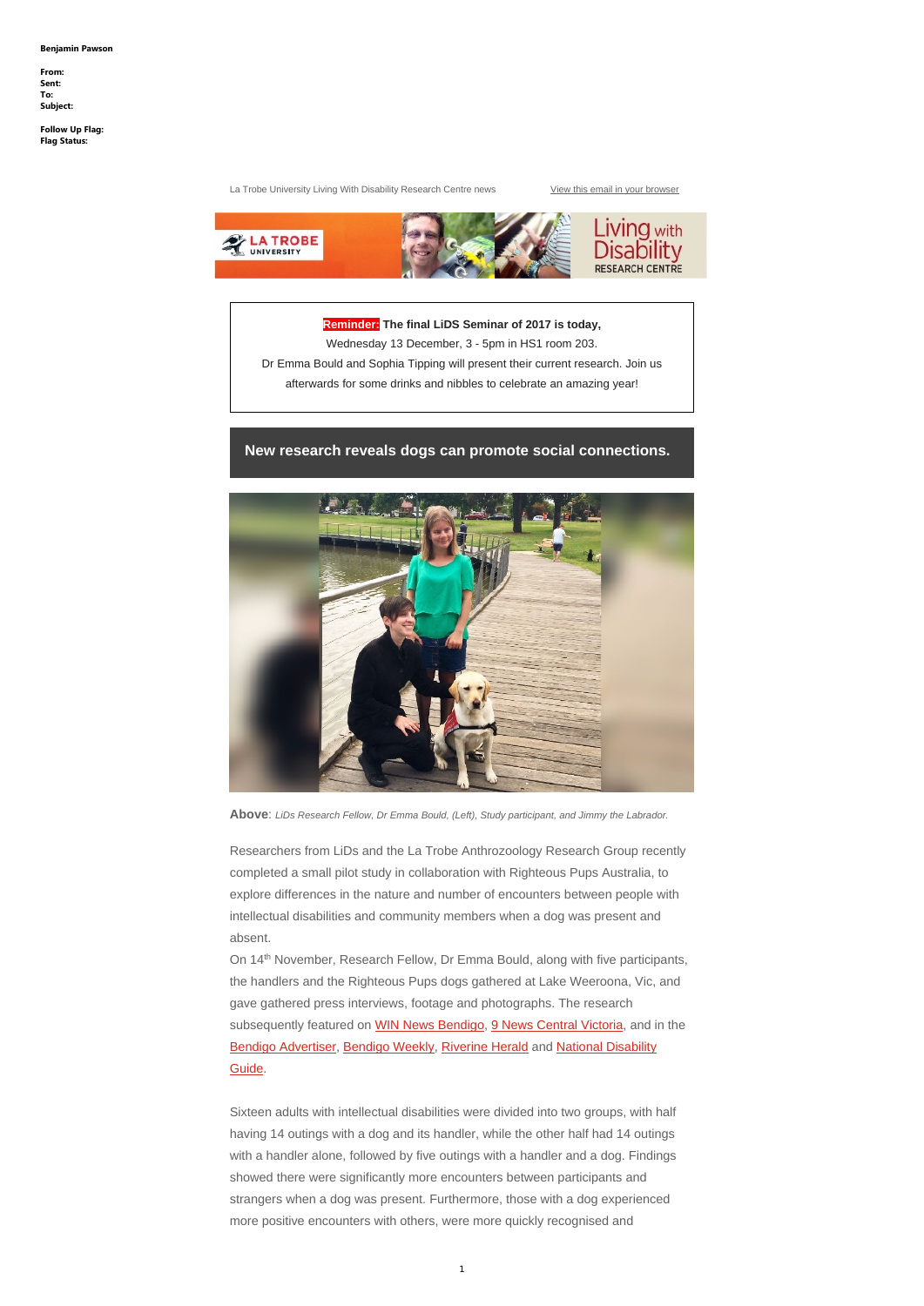**Benjamin Pawson**

**From:**
**Sent:**
**To:**
**Subject:**

**Follow Up Flag:**
**Flag Status:**

La Trobe University Living With Disability Research Centre news

View this email in your browser

**Reminder: The final LiDS Seminar of 2017 is today,**
Wednesday 13 December, 3 - 5pm in HS1 room 203.
Dr Emma Bould and Sophia Tipping will present their current research. Join us afterwards for some drinks and nibbles to celebrate an amazing year!

## New research reveals dogs can promote social connections.

**Above**: *LiDs Research Fellow, Dr Emma Bould, (Left), Study participant, and Jimmy the Labrador.*

Researchers from LiDs and the La Trobe Anthrozoology Research Group recently completed a small pilot study in collaboration with Righteous Pups Australia, to explore differences in the nature and number of encounters between people with intellectual disabilities and community members when a dog was present and absent.

On 14th November, Research Fellow, Dr Emma Bould, along with five participants, the handlers and the Righteous Pups dogs gathered at Lake Weeroona, Vic, and gave gathered press interviews, footage and photographs. The research subsequently featured on WIN News Bendigo, 9 News Central Victoria, and in the Bendigo Advertiser, Bendigo Weekly, Riverine Herald and National Disability Guide.

Sixteen adults with intellectual disabilities were divided into two groups, with half having 14 outings with a dog and its handler, while the other half had 14 outings with a handler alone, followed by five outings with a handler and a dog. Findings showed there were significantly more encounters between participants and strangers when a dog was present. Furthermore, those with a dog experienced more positive encounters with others, were more quickly recognised and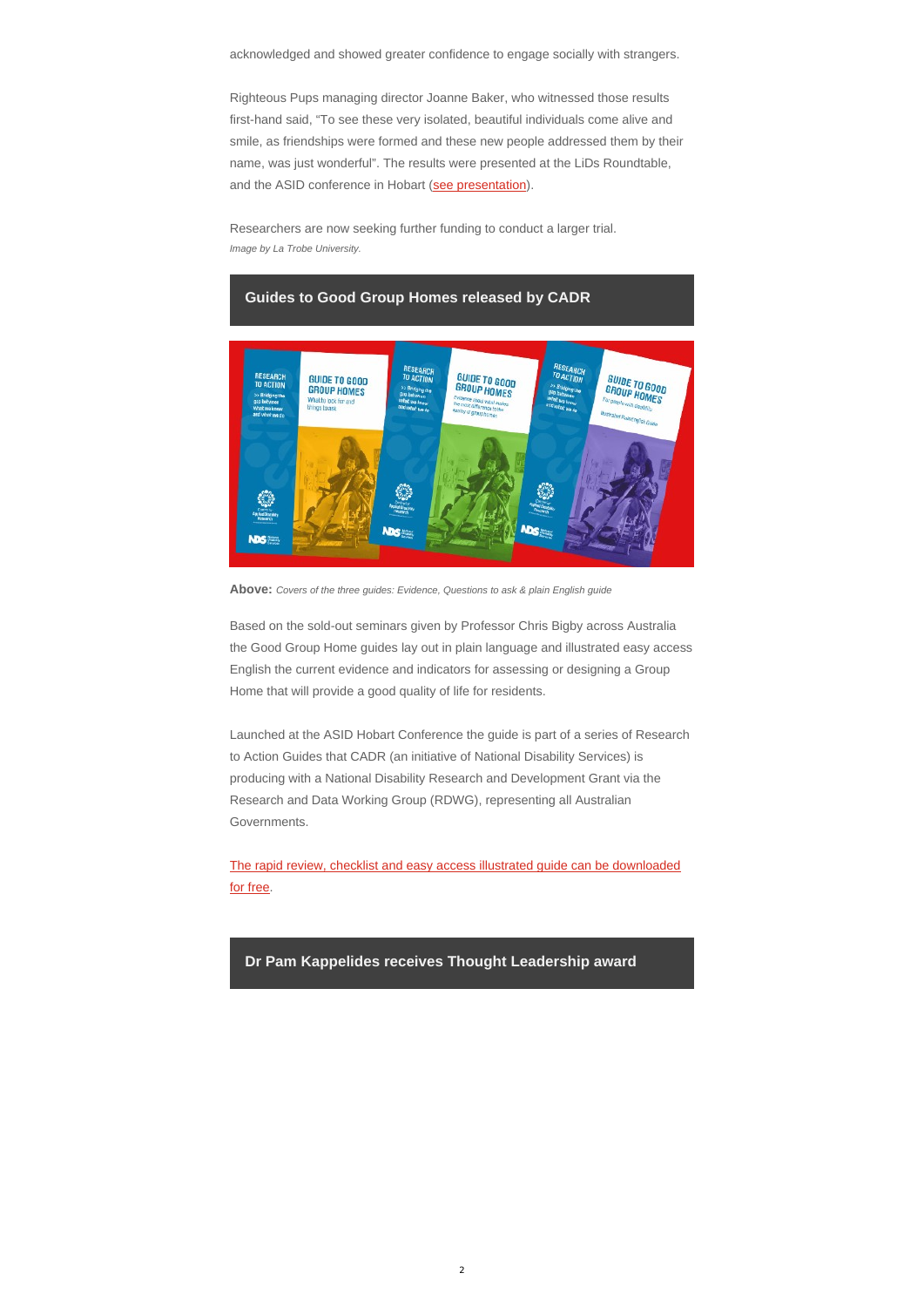acknowledged and showed greater confidence to engage socially with strangers.

Righteous Pups managing director Joanne Baker, who witnessed those results first-hand said, "To see these very isolated, beautiful individuals come alive and smile, as friendships were formed and these new people addressed them by their name, was just wonderful". The results were presented at the LiDs Roundtable, and the ASID conference in Hobart (see presentation).

Researchers are now seeking further funding to conduct a larger trial.
*Image by La Trobe University.*

## Guides to Good Group Homes released by CADR

**Above:** *Covers of the three guides: Evidence, Questions to ask & plain English guide*

Based on the sold-out seminars given by Professor Chris Bigby across Australia the Good Group Home guides lay out in plain language and illustrated easy access English the current evidence and indicators for assessing or designing a Group Home that will provide a good quality of life for residents.

Launched at the ASID Hobart Conference the guide is part of a series of Research to Action Guides that CADR (an initiative of National Disability Services) is producing with a National Disability Research and Development Grant via the Research and Data Working Group (RDWG), representing all Australian Governments.

The rapid review, checklist and easy access illustrated guide can be downloaded for free.

## Dr Pam Kappelides receives Thought Leadership award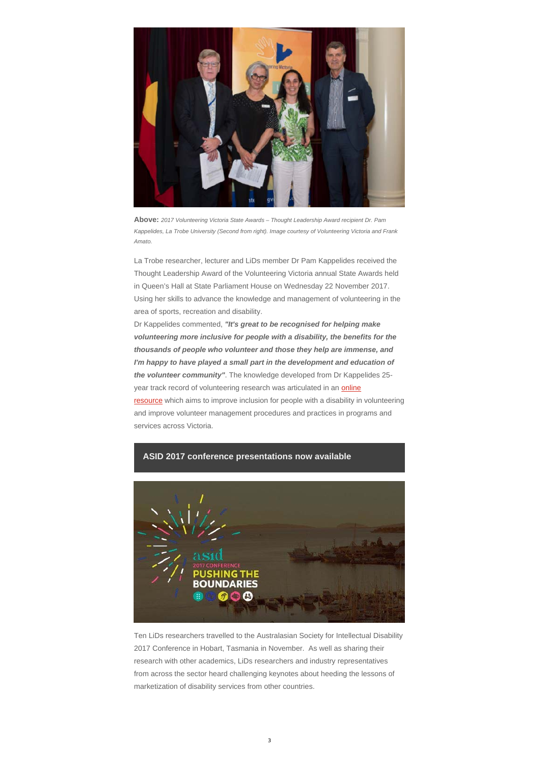**Above:** *2017 Volunteering Victoria State Awards – Thought Leadership Award recipient Dr. Pam Kappelides, La Trobe University (Second from right). Image courtesy of Volunteering Victoria and Frank Amato.*

La Trobe researcher, lecturer and LiDs member Dr Pam Kappelides received the Thought Leadership Award of the Volunteering Victoria annual State Awards held in Queen's Hall at State Parliament House on Wednesday 22 November 2017. Using her skills to advance the knowledge and management of volunteering in the area of sports, recreation and disability.

Dr Kappelides commented, ***"It's great to be recognised for helping make volunteering more inclusive for people with a disability, the benefits for the thousands of people who volunteer and those they help are immense, and I'm happy to have played a small part in the development and education of the volunteer community"***. The knowledge developed from Dr Kappelides 25-year track record of volunteering research was articulated in an online resource which aims to improve inclusion for people with a disability in volunteering and improve volunteer management procedures and practices in programs and services across Victoria.

## ASID 2017 conference presentations now available

Ten LiDs researchers travelled to the Australasian Society for Intellectual Disability 2017 Conference in Hobart, Tasmania in November. As well as sharing their research with other academics, LiDs researchers and industry representatives from across the sector heard challenging keynotes about heeding the lessons of marketization of disability services from other countries.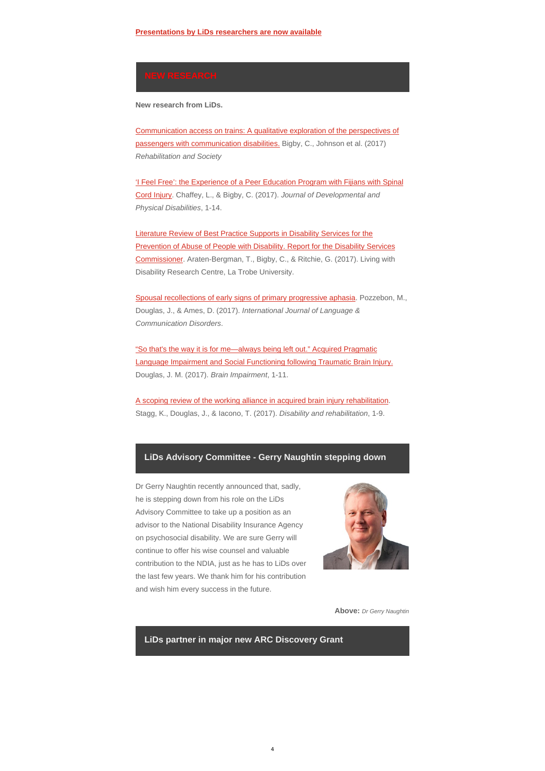Presentations by LiDs researchers are now available

## NEW RESEARCH

**New research from LiDs.**

Communication access on trains: A qualitative exploration of the perspectives of passengers with communication disabilities. Bigby, C., Johnson et al. (2017) *Rehabilitation and Society*

'I Feel Free': the Experience of a Peer Education Program with Fijians with Spinal Cord Injury. Chaffey, L., & Bigby, C. (2017). *Journal of Developmental and Physical Disabilities*, 1-14.

Literature Review of Best Practice Supports in Disability Services for the Prevention of Abuse of People with Disability. Report for the Disability Services Commissioner. Araten-Bergman, T., Bigby, C., & Ritchie, G. (2017). Living with Disability Research Centre, La Trobe University.

Spousal recollections of early signs of primary progressive aphasia. Pozzebon, M., Douglas, J., & Ames, D. (2017). *International Journal of Language & Communication Disorders*.

"So that's the way it is for me—always being left out." Acquired Pragmatic Language Impairment and Social Functioning following Traumatic Brain Injury. Douglas, J. M. (2017). *Brain Impairment*, 1-11.

A scoping review of the working alliance in acquired brain injury rehabilitation. Stagg, K., Douglas, J., & Iacono, T. (2017). *Disability and rehabilitation*, 1-9.

## LiDs Advisory Committee - Gerry Naughtin stepping down

Dr Gerry Naughtin recently announced that, sadly, he is stepping down from his role on the LiDs Advisory Committee to take up a position as an advisor to the National Disability Insurance Agency on psychosocial disability. We are sure Gerry will continue to offer his wise counsel and valuable contribution to the NDIA, just as he has to LiDs over the last few years. We thank him for his contribution and wish him every success in the future.

**Above:** *Dr Gerry Naughtin*

## LiDs partner in major new ARC Discovery Grant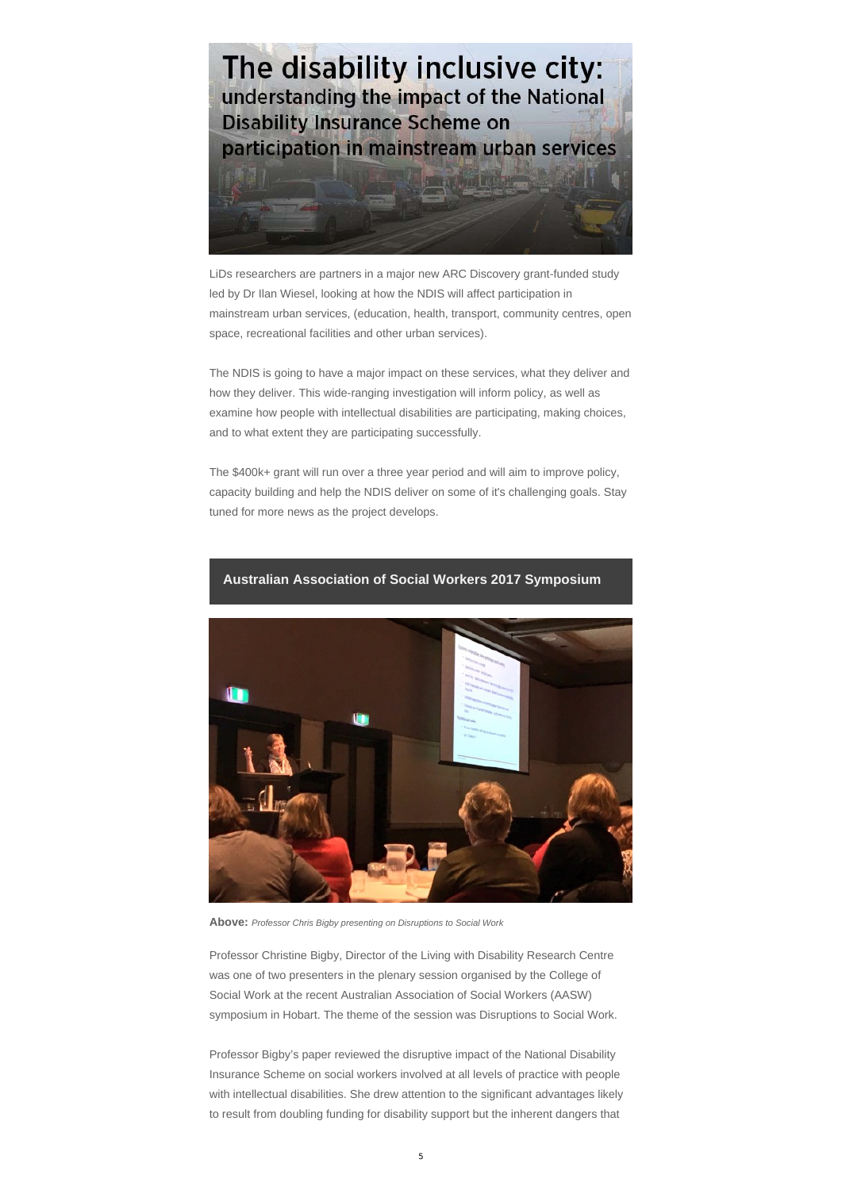# The disability inclusive city:

## understanding the impact of the National Disability Insurance Scheme on participation in mainstream urban services

LiDs researchers are partners in a major new ARC Discovery grant-funded study led by Dr Ilan Wiesel, looking at how the NDIS will affect participation in mainstream urban services, (education, health, transport, community centres, open space, recreational facilities and other urban services).

The NDIS is going to have a major impact on these services, what they deliver and how they deliver. This wide-ranging investigation will inform policy, as well as examine how people with intellectual disabilities are participating, making choices, and to what extent they are participating successfully.

The $400k+ grant will run over a three year period and will aim to improve policy, capacity building and help the NDIS deliver on some of it's challenging goals. Stay tuned for more news as the project develops.

## Australian Association of Social Workers 2017 Symposium

**Above:** *Professor Chris Bigby presenting on Disruptions to Social Work*

Professor Christine Bigby, Director of the Living with Disability Research Centre was one of two presenters in the plenary session organised by the College of Social Work at the recent Australian Association of Social Workers (AASW) symposium in Hobart. The theme of the session was Disruptions to Social Work.

Professor Bigby's paper reviewed the disruptive impact of the National Disability Insurance Scheme on social workers involved at all levels of practice with people with intellectual disabilities. She drew attention to the significant advantages likely to result from doubling funding for disability support but the inherent dangers that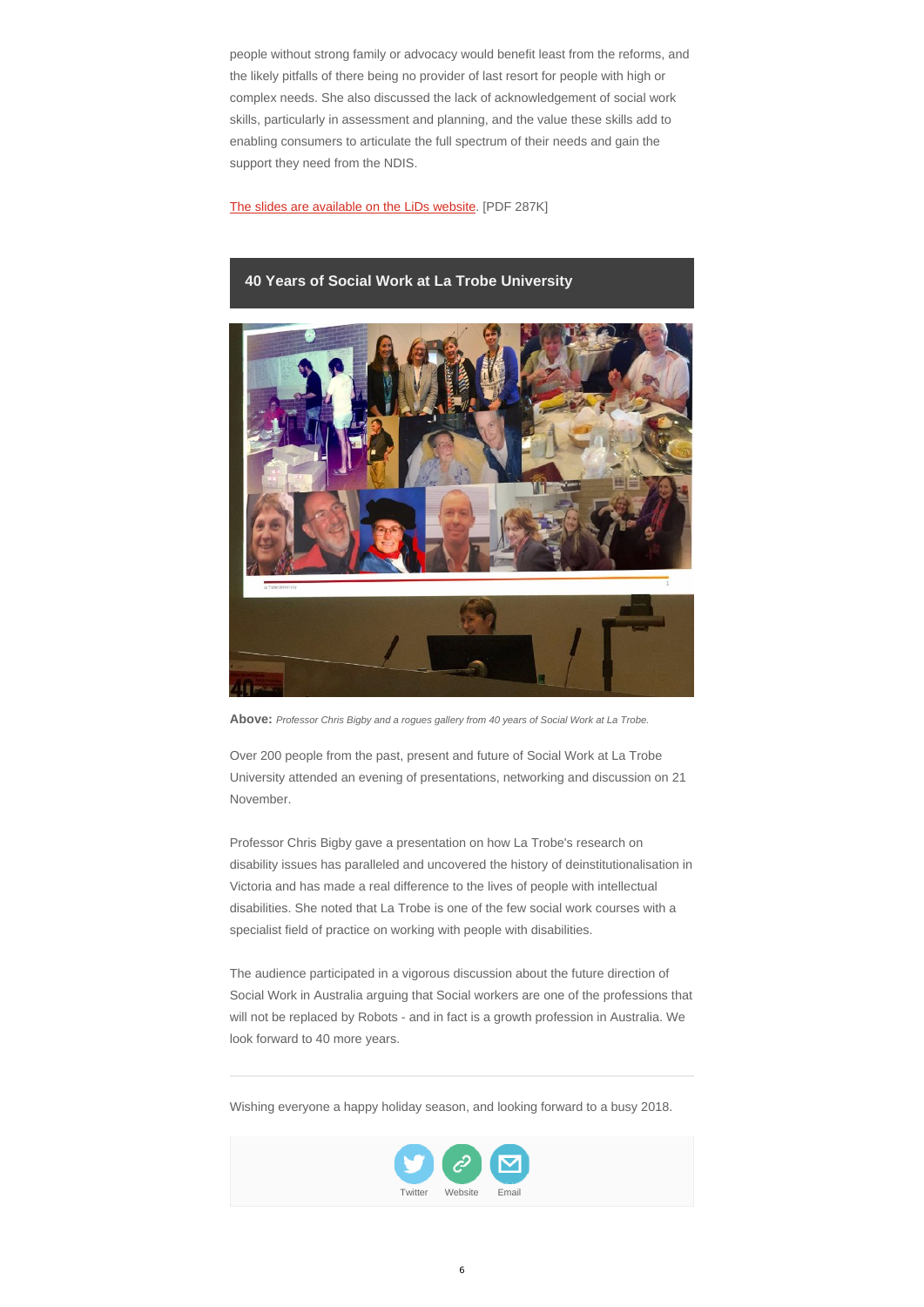people without strong family or advocacy would benefit least from the reforms, and the likely pitfalls of there being no provider of last resort for people with high or complex needs. She also discussed the lack of acknowledgement of social work skills, particularly in assessment and planning, and the value these skills add to enabling consumers to articulate the full spectrum of their needs and gain the support they need from the NDIS.

The slides are available on the LiDs website. [PDF 287K]

## 40 Years of Social Work at La Trobe University

**Above:** *Professor Chris Bigby and a rogues gallery from 40 years of Social Work at La Trobe.*

Over 200 people from the past, present and future of Social Work at La Trobe University attended an evening of presentations, networking and discussion on 21 November.

Professor Chris Bigby gave a presentation on how La Trobe's research on disability issues has paralleled and uncovered the history of deinstitutionalisation in Victoria and has made a real difference to the lives of people with intellectual disabilities. She noted that La Trobe is one of the few social work courses with a specialist field of practice on working with people with disabilities.

The audience participated in a vigorous discussion about the future direction of Social Work in Australia arguing that Social workers are one of the professions that will not be replaced by Robots - and in fact is a growth profession in Australia. We look forward to 40 more years.

---

Wishing everyone a happy holiday season, and looking forward to a busy 2018.

Twitter Website Email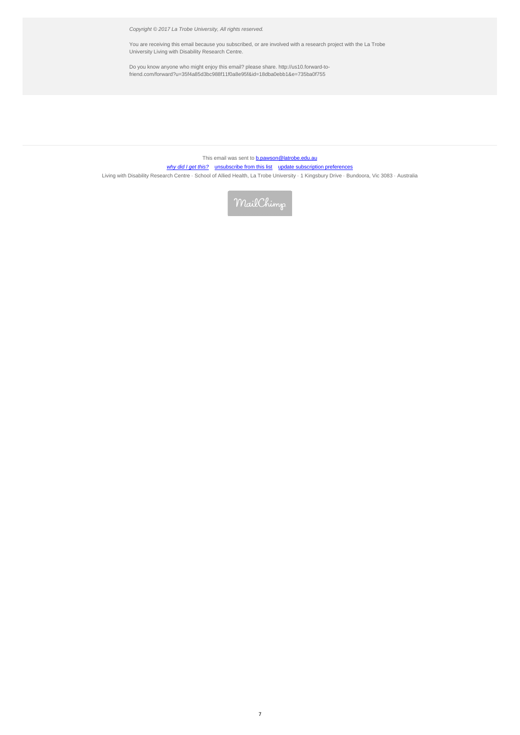*Copyright © 2017 La Trobe University, All rights reserved.*

You are receiving this email because you subscribed, or are involved with a research project with the La Trobe University Living with Disability Research Centre.

Do you know anyone who might enjoy this email? please share. http://us10.forward-to-friend.com/forward?u=35f4a85d3bc988f11f0a8e95f&id=18dba0ebb1&e=735ba0f755

---

This email was sent to b.pawson@latrobe.edu.au

*why did I get this?* unsubscribe from this list update subscription preferences

Living with Disability Research Centre · School of Allied Health, La Trobe University · 1 Kingsbury Drive · Bundoora, Vic 3083 · Australia

MailChimp